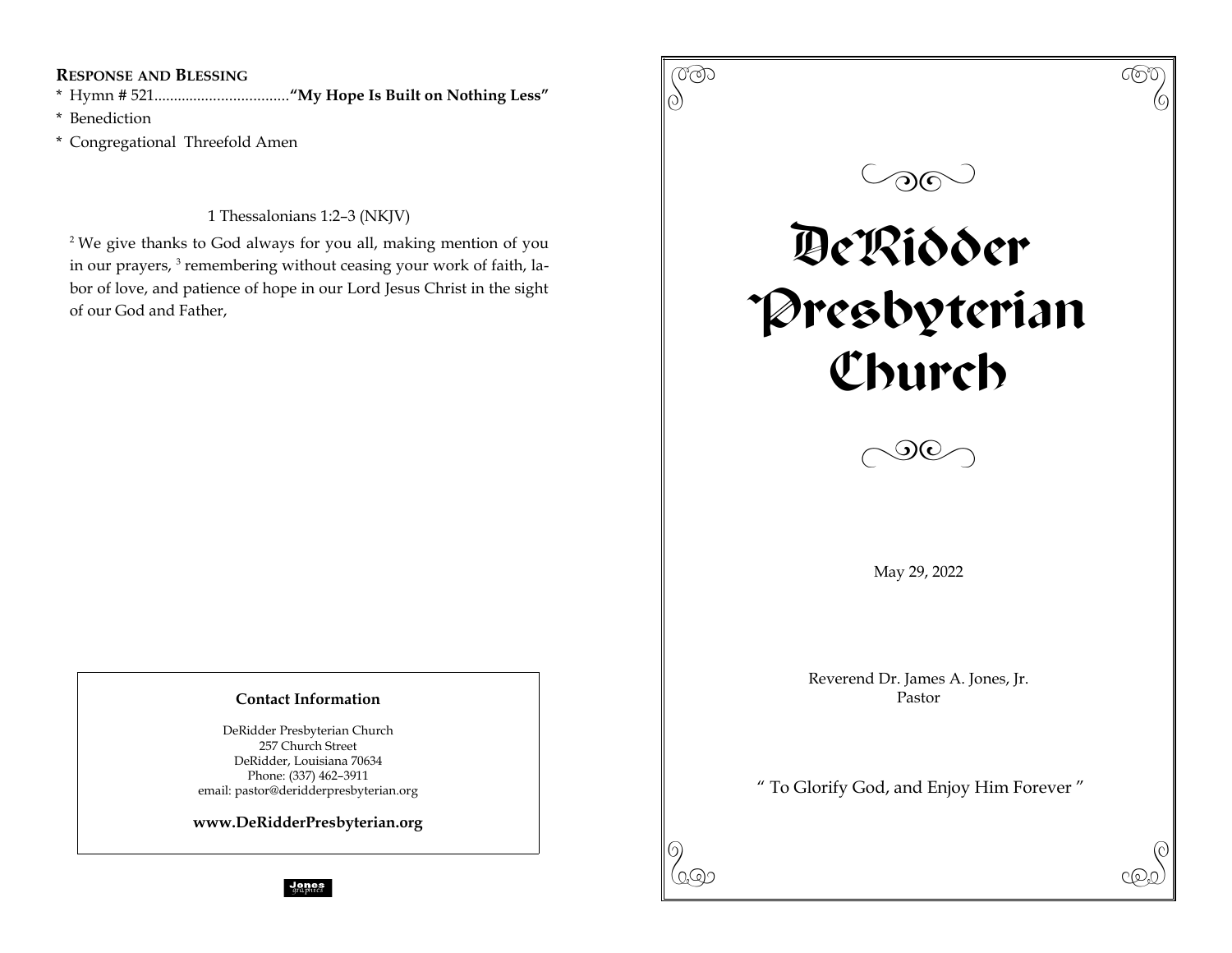**Response and Blessing**

\* Hymn # 521..................................**"My Hope Is Built on Nothing Less"**

\* Benediction

\* Congregational Threefold Amen

1 Thessalonians 1:2–3 (NKJV)

[2] We give thanks to God always for you all, making mention of you in our prayers, [3] remembering without ceasing your work of faith, labor of love, and patience of hope in our Lord Jesus Christ in the sight of our God and Father,

**Contact Information**

DeRidder Presbyterian Church
257 Church Street
DeRidder, Louisiana 70634
Phone: (337) 462–3911
email: pastor@deridderpresbyterian.org

**www.DeRidderPresbyterian.org**

Jones graphics

# DeRidder Presbyterian Church

May 29, 2022

Reverend Dr. James A. Jones, Jr.
Pastor

" To Glorify God, and Enjoy Him Forever "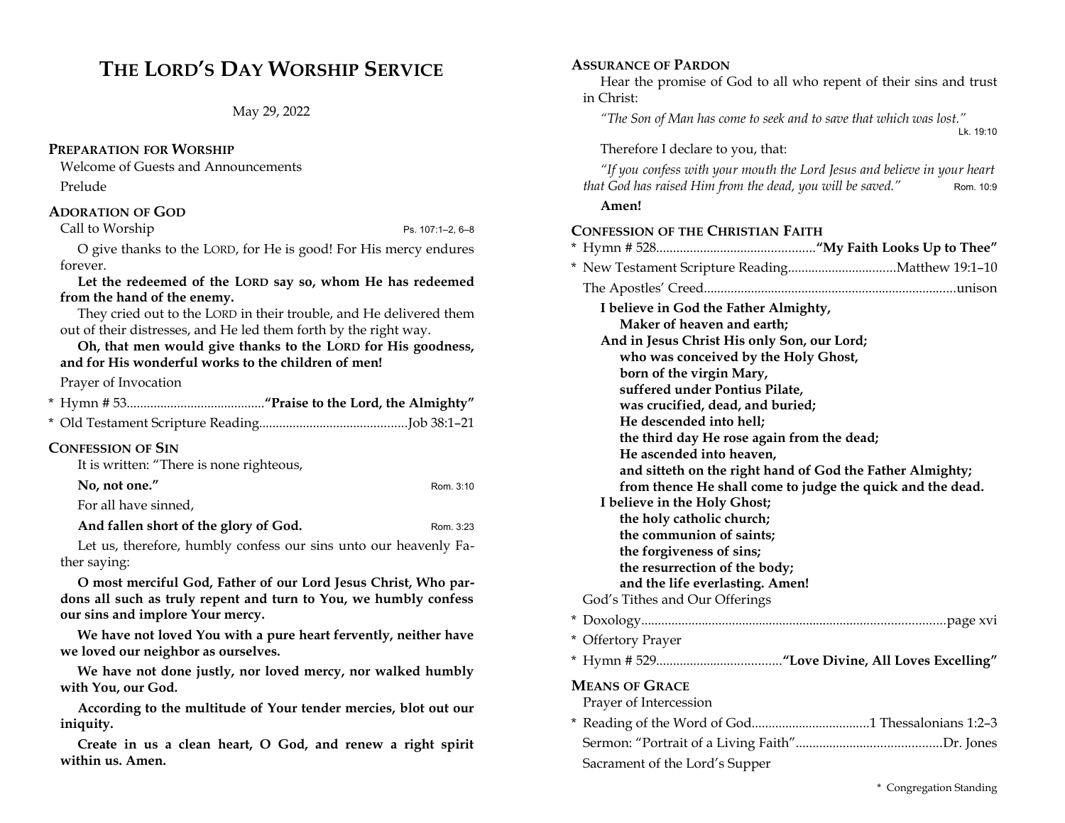# THE LORD'S DAY WORSHIP SERVICE

May 29, 2022

## PREPARATION FOR WORSHIP

Welcome of Guests and Announcements

Prelude

## ADORATION OF GOD

Call to Worship — Ps. 107:1–2, 6–8

O give thanks to the LORD, for He is good! For His mercy endures forever.

**Let the redeemed of the LORD say so, whom He has redeemed from the hand of the enemy.**

They cried out to the LORD in their trouble, and He delivered them out of their distresses, and He led them forth by the right way.

**Oh, that men would give thanks to the LORD for His goodness, and for His wonderful works to the children of men!**

Prayer of Invocation

* Hymn # 53 .......... **"Praise to the Lord, the Almighty"**

* Old Testament Scripture Reading .......... Job 38:1–21

## CONFESSION OF SIN

It is written: "There is none righteous,

**No, not one."** — Rom. 3:10

For all have sinned,

**And fallen short of the glory of God.** — Rom. 3:23

Let us, therefore, humbly confess our sins unto our heavenly Father saying:

**O most merciful God, Father of our Lord Jesus Christ, Who pardons all such as truly repent and turn to You, we humbly confess our sins and implore Your mercy.**

**We have not loved You with a pure heart fervently, neither have we loved our neighbor as ourselves.**

**We have not done justly, nor loved mercy, nor walked humbly with You, our God.**

**According to the multitude of Your tender mercies, blot out our iniquity.**

**Create in us a clean heart, O God, and renew a right spirit within us. Amen.**

## ASSURANCE OF PARDON

Hear the promise of God to all who repent of their sins and trust in Christ:

*"The Son of Man has come to seek and to save that which was lost."* — Lk. 19:10

Therefore I declare to you, that:

*"If you confess with your mouth the Lord Jesus and believe in your heart that God has raised Him from the dead, you will be saved."* — Rom. 10:9

**Amen!**

## CONFESSION OF THE CHRISTIAN FAITH

* Hymn # 528 .......... **"My Faith Looks Up to Thee"**

* New Testament Scripture Reading .......... Matthew 19:1–10

The Apostles' Creed .......... unison

**I believe in God the Father Almighty,**
**Maker of heaven and earth;**
**And in Jesus Christ His only Son, our Lord;**
**who was conceived by the Holy Ghost,**
**born of the virgin Mary,**
**suffered under Pontius Pilate,**
**was crucified, dead, and buried;**
**He descended into hell;**
**the third day He rose again from the dead;**
**He ascended into heaven,**
**and sitteth on the right hand of God the Father Almighty;**
**from thence He shall come to judge the quick and the dead.**
**I believe in the Holy Ghost;**
**the holy catholic church;**
**the communion of saints;**
**the forgiveness of sins;**
**the resurrection of the body;**
**and the life everlasting. Amen!**

God's Tithes and Our Offerings

* Doxology .......... page xvi

* Offertory Prayer

* Hymn # 529 .......... **"Love Divine, All Loves Excelling"**

## MEANS OF GRACE

Prayer of Intercession

* Reading of the Word of God .......... 1 Thessalonians 1:2–3

Sermon: "Portrait of a Living Faith" .......... Dr. Jones

Sacrament of the Lord's Supper

\* Congregation Standing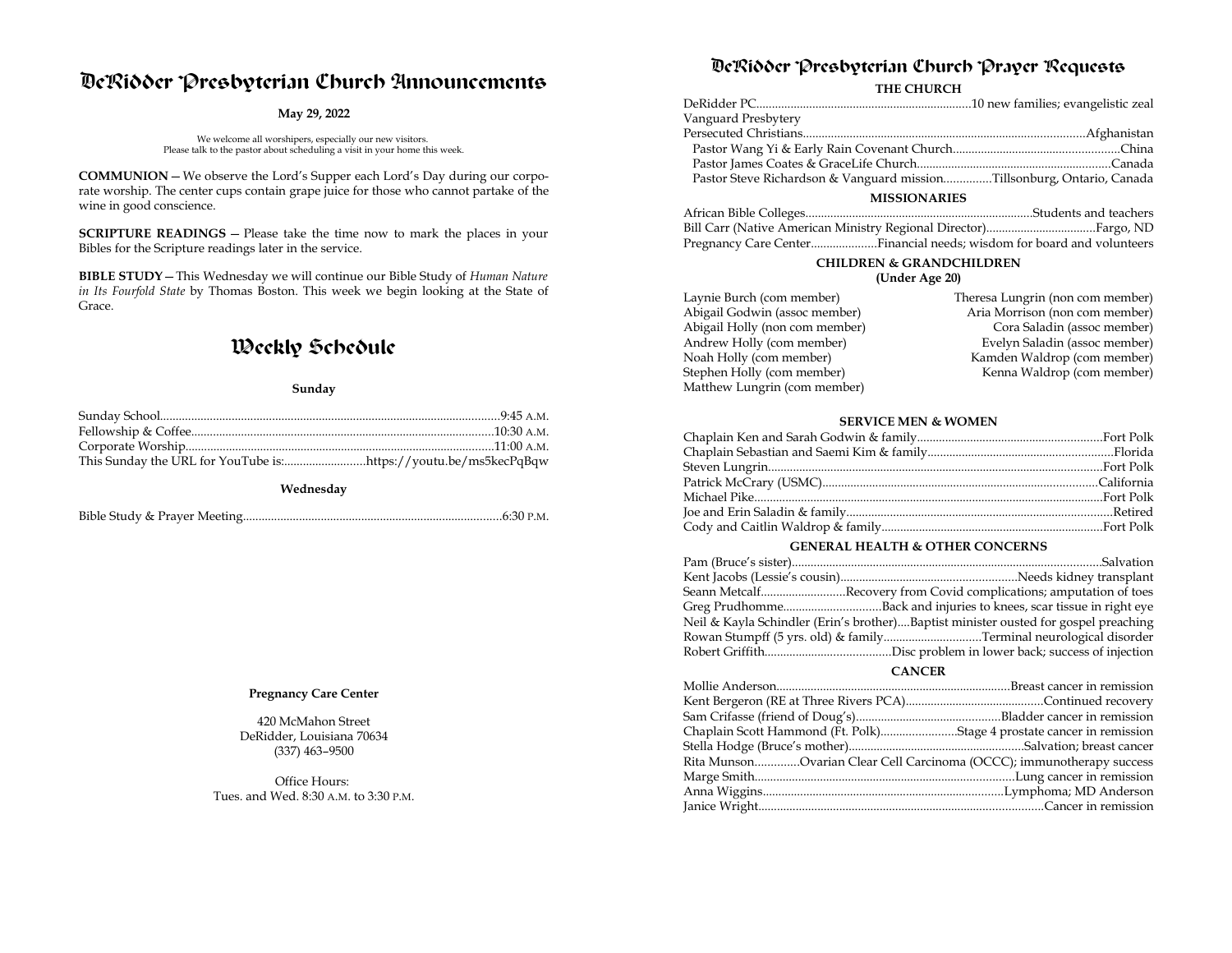# DeRidder Presbyterian Church Announcements

**May 29, 2022**

We welcome all worshipers, especially our new visitors.
Please talk to the pastor about scheduling a visit in your home this week.

**COMMUNION** — We observe the Lord's Supper each Lord's Day during our corporate worship. The center cups contain grape juice for those who cannot partake of the wine in good conscience.

**SCRIPTURE READINGS** — Please take the time now to mark the places in your Bibles for the Scripture readings later in the service.

**BIBLE STUDY** — This Wednesday we will continue our Bible Study of *Human Nature in Its Fourfold State* by Thomas Boston. This week we begin looking at the State of Grace.

# Weekly Schedule

**Sunday**

Sunday School........................................9:45 A.M.
Fellowship & Coffee........................................10:30 A.M.
Corporate Worship........................................11:00 A.M.
This Sunday the URL for YouTube is:..........https://youtu.be/ms5kecPqBqw

**Wednesday**

Bible Study & Prayer Meeting........................................6:30 P.M.

**Pregnancy Care Center**

420 McMahon Street
DeRidder, Louisiana 70634
(337) 463–9500

Office Hours:
Tues. and Wed. 8:30 A.M. to 3:30 P.M.

# DeRidder Presbyterian Church Prayer Requests

## THE CHURCH

DeRidder PC........................................10 new families; evangelistic zeal
Vanguard Presbytery
Persecuted Christians........................................Afghanistan
- Pastor Wang Yi & Early Rain Covenant Church........................................China
- Pastor James Coates & GraceLife Church........................................Canada
- Pastor Steve Richardson & Vanguard mission..........Tillsonburg, Ontario, Canada

## MISSIONARIES

African Bible Colleges........................................Students and teachers
Bill Carr (Native American Ministry Regional Director)..........Fargo, ND
Pregnancy Care Center..........Financial needs; wisdom for board and volunteers

## CHILDREN & GRANDCHILDREN
**(Under Age 20)**

Laynie Burch (com member)
Abigail Godwin (assoc member)
Abigail Holly (non com member)
Andrew Holly (com member)
Noah Holly (com member)
Stephen Holly (com member)
Matthew Lungrin (com member)
Theresa Lungrin (non com member)
Aria Morrison (non com member)
Cora Saladin (assoc member)
Evelyn Saladin (assoc member)
Kamden Waldrop (com member)
Kenna Waldrop (com member)

## SERVICE MEN & WOMEN

Chaplain Ken and Sarah Godwin & family........................................Fort Polk
Chaplain Sebastian and Saemi Kim & family........................................Florida
Steven Lungrin........................................Fort Polk
Patrick McCrary (USMC)........................................California
Michael Pike........................................Fort Polk
Joe and Erin Saladin & family........................................Retired
Cody and Caitlin Waldrop & family........................................Fort Polk

## GENERAL HEALTH & OTHER CONCERNS

Pam (Bruce's sister)........................................Salvation
Kent Jacobs (Lessie's cousin)........................................Needs kidney transplant
Seann Metcalf..........Recovery from Covid complications; amputation of toes
Greg Prudhomme..........Back and injuries to knees, scar tissue in right eye
Neil & Kayla Schindler (Erin's brother)....Baptist minister ousted for gospel preaching
Rowan Stumpff (5 yrs. old) & family..........Terminal neurological disorder
Robert Griffith..........Disc problem in lower back; success of injection

## CANCER

Mollie Anderson........................................Breast cancer in remission
Kent Bergeron (RE at Three Rivers PCA)........................................Continued recovery
Sam Crifasse (friend of Doug's)........................................Bladder cancer in remission
Chaplain Scott Hammond (Ft. Polk)..........Stage 4 prostate cancer in remission
Stella Hodge (Bruce's mother)........................................Salvation; breast cancer
Rita Munson..........Ovarian Clear Cell Carcinoma (OCCC); immunotherapy success
Marge Smith........................................Lung cancer in remission
Anna Wiggins........................................Lymphoma; MD Anderson
Janice Wright........................................Cancer in remission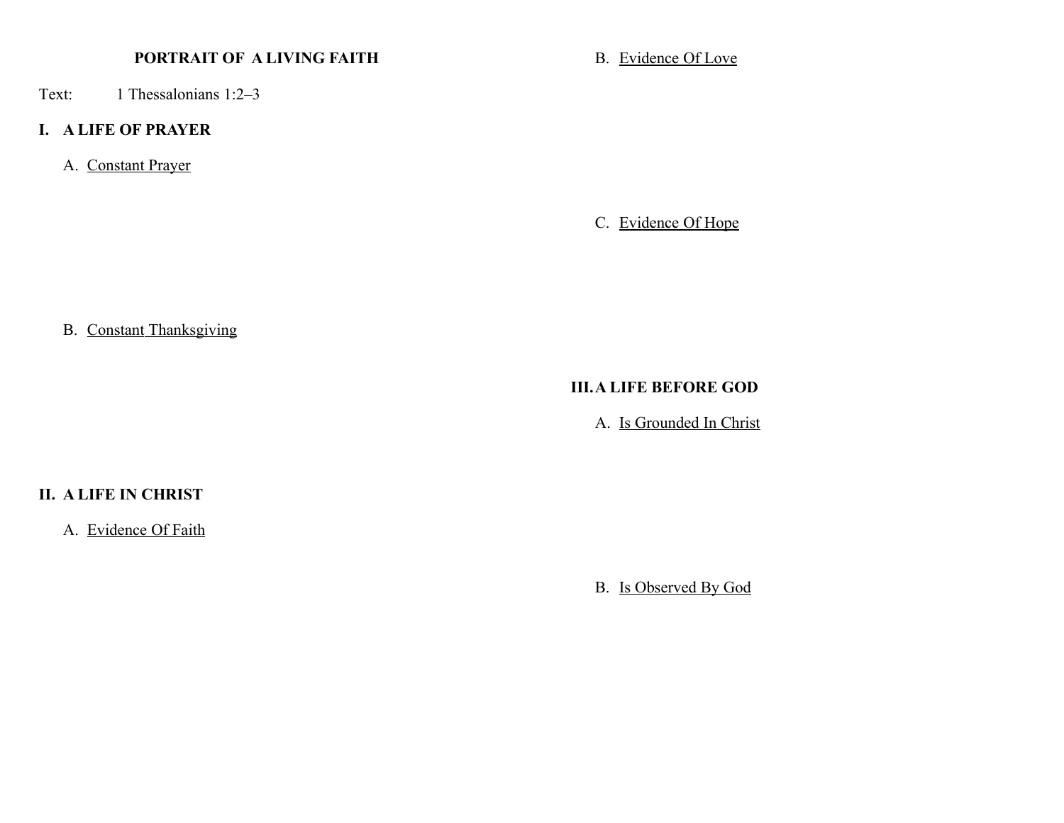# PORTRAIT OF A LIVING FAITH

Text: 1 Thessalonians 1:2–3

## I. A LIFE OF PRAYER

A. Constant Prayer

B. Constant Thanksgiving

## II. A LIFE IN CHRIST

A. Evidence Of Faith

B. Evidence Of Love

C. Evidence Of Hope

## III. A LIFE BEFORE GOD

A. Is Grounded In Christ

B. Is Observed By God